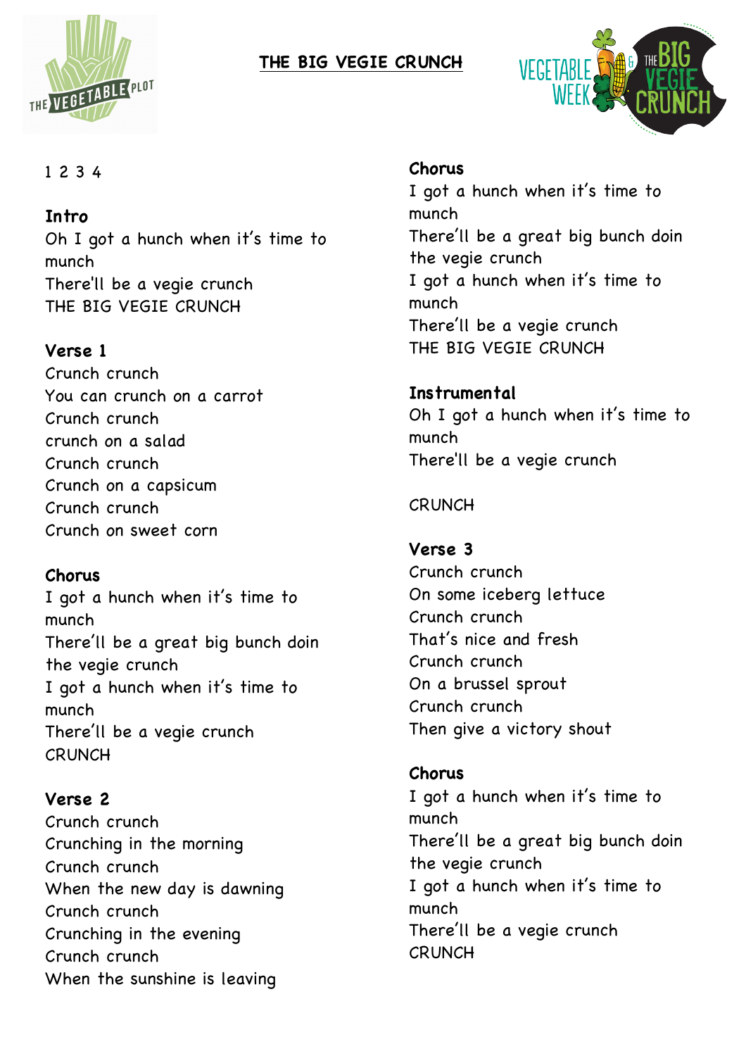# THE BIG VEGIE CRUNCH

1 2 3 4

**Intro**
Oh I got a hunch when it's time to munch
There'll be a vegie crunch
THE BIG VEGIE CRUNCH

**Verse 1**
Crunch crunch
You can crunch on a carrot
Crunch crunch
crunch on a salad
Crunch crunch
Crunch on a capsicum
Crunch crunch
Crunch on sweet corn

**Chorus**
I got a hunch when it's time to munch
There'll be a great big bunch doin the vegie crunch
I got a hunch when it's time to munch
There'll be a vegie crunch
CRUNCH

**Verse 2**
Crunch crunch
Crunching in the morning
Crunch crunch
When the new day is dawning
Crunch crunch
Crunching in the evening
Crunch crunch
When the sunshine is leaving

**Chorus**
I got a hunch when it's time to munch
There'll be a great big bunch doin the vegie crunch
I got a hunch when it's time to munch
There'll be a vegie crunch
THE BIG VEGIE CRUNCH

**Instrumental**
Oh I got a hunch when it's time to munch
There'll be a vegie crunch

CRUNCH

**Verse 3**
Crunch crunch
On some iceberg lettuce
Crunch crunch
That's nice and fresh
Crunch crunch
On a brussel sprout
Crunch crunch
Then give a victory shout

**Chorus**
I got a hunch when it's time to munch
There'll be a great big bunch doin the vegie crunch
I got a hunch when it's time to munch
There'll be a vegie crunch
CRUNCH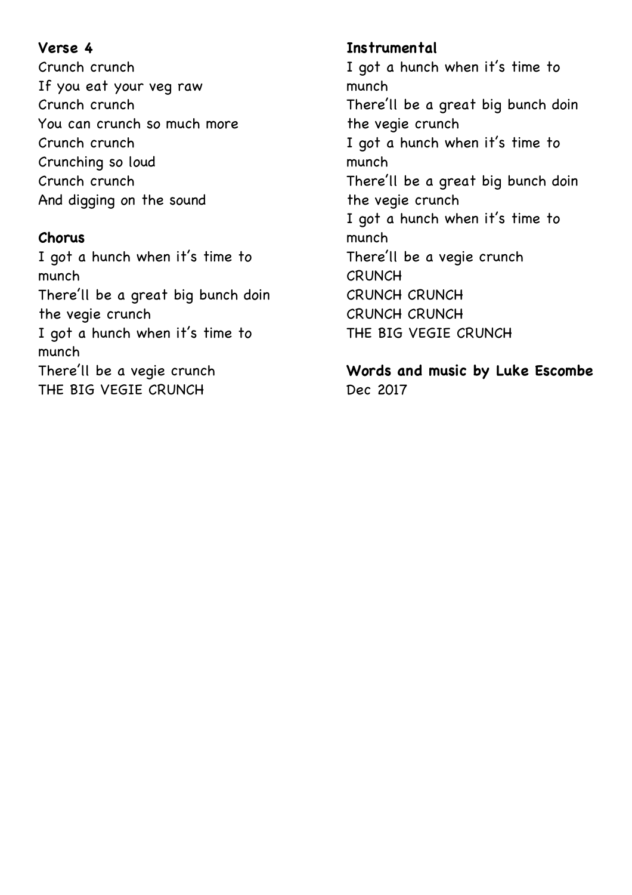**Verse 4**

Crunch crunch
If you eat your veg raw
Crunch crunch
You can crunch so much more
Crunch crunch
Crunching so loud
Crunch crunch
And digging on the sound

**Chorus**

I got a hunch when it's time to munch
There'll be a great big bunch doin the vegie crunch
I got a hunch when it's time to munch
There'll be a vegie crunch
THE BIG VEGIE CRUNCH

**Instrumental**

I got a hunch when it's time to munch
There'll be a great big bunch doin the vegie crunch
I got a hunch when it's time to munch
There'll be a great big bunch doin the vegie crunch
I got a hunch when it's time to munch
There'll be a vegie crunch
CRUNCH
CRUNCH CRUNCH
CRUNCH CRUNCH
THE BIG VEGIE CRUNCH

**Words and music by Luke Escombe**
Dec 2017